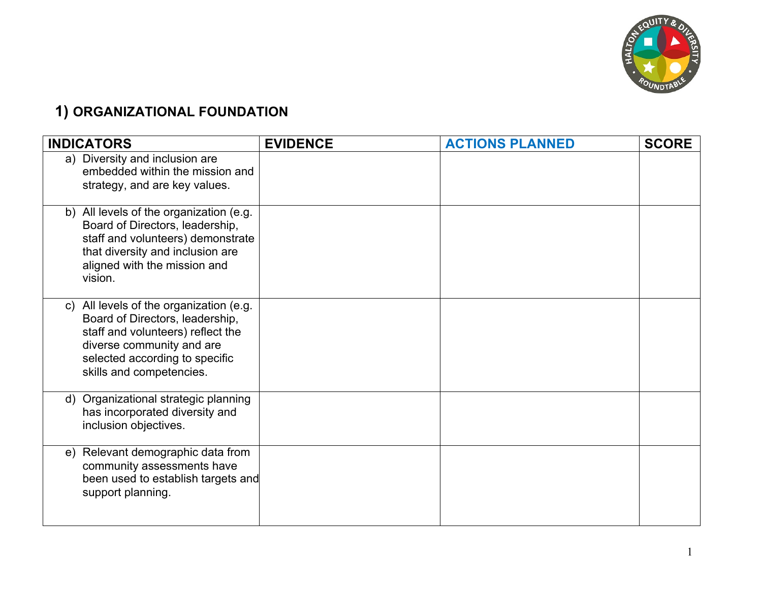## 1) ORGANIZATIONAL FOUNDATION

| INDICATORS | EVIDENCE | ACTIONS PLANNED | SCORE |
|---|---|---|---|
| a) Diversity and inclusion are embedded within the mission and strategy, and are key values. | | | |
| b) All levels of the organization (e.g. Board of Directors, leadership, staff and volunteers) demonstrate that diversity and inclusion are aligned with the mission and vision. | | | |
| c) All levels of the organization (e.g. Board of Directors, leadership, staff and volunteers) reflect the diverse community and are selected according to specific skills and competencies. | | | |
| d) Organizational strategic planning has incorporated diversity and inclusion objectives. | | | |
| e) Relevant demographic data from community assessments have been used to establish targets and support planning. | | | |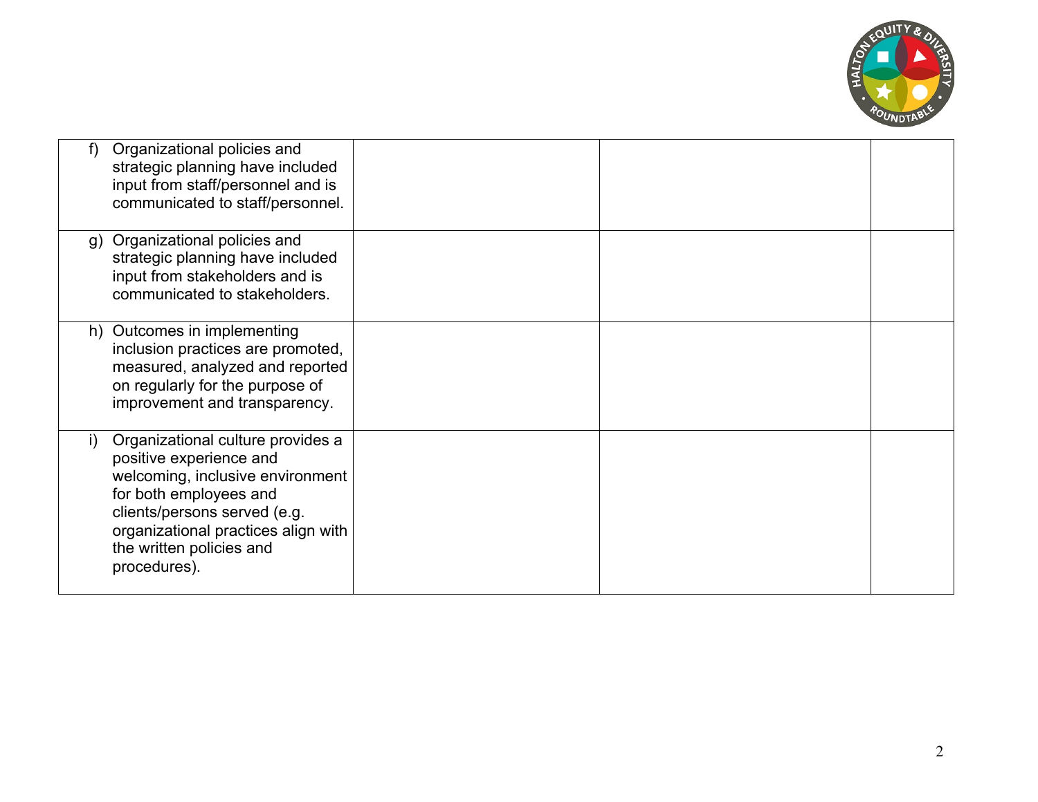| | | | |
|---|---|---|---|
| f) Organizational policies and strategic planning have included input from staff/personnel and is communicated to staff/personnel. | | | |
| g) Organizational policies and strategic planning have included input from stakeholders and is communicated to stakeholders. | | | |
| h) Outcomes in implementing inclusion practices are promoted, measured, analyzed and reported on regularly for the purpose of improvement and transparency. | | | |
| i) Organizational culture provides a positive experience and welcoming, inclusive environment for both employees and clients/persons served (e.g. organizational practices align with the written policies and procedures). | | | |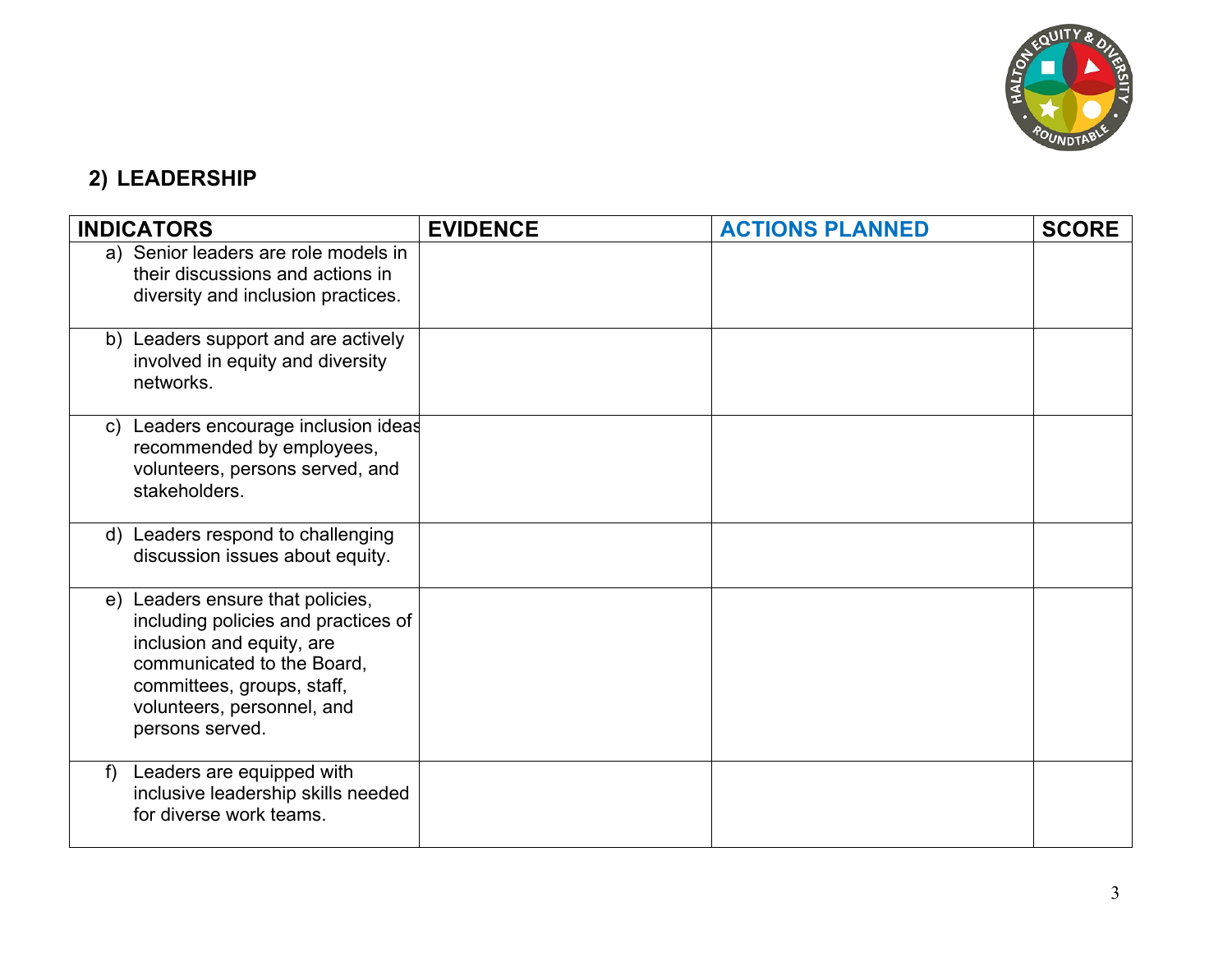## 2) LEADERSHIP

| INDICATORS | EVIDENCE | ACTIONS PLANNED | SCORE |
|---|---|---|---|
| a) Senior leaders are role models in their discussions and actions in diversity and inclusion practices. | | | |
| b) Leaders support and are actively involved in equity and diversity networks. | | | |
| c) Leaders encourage inclusion ideas recommended by employees, volunteers, persons served, and stakeholders. | | | |
| d) Leaders respond to challenging discussion issues about equity. | | | |
| e) Leaders ensure that policies, including policies and practices of inclusion and equity, are communicated to the Board, committees, groups, staff, volunteers, personnel, and persons served. | | | |
| f) Leaders are equipped with inclusive leadership skills needed for diverse work teams. | | | |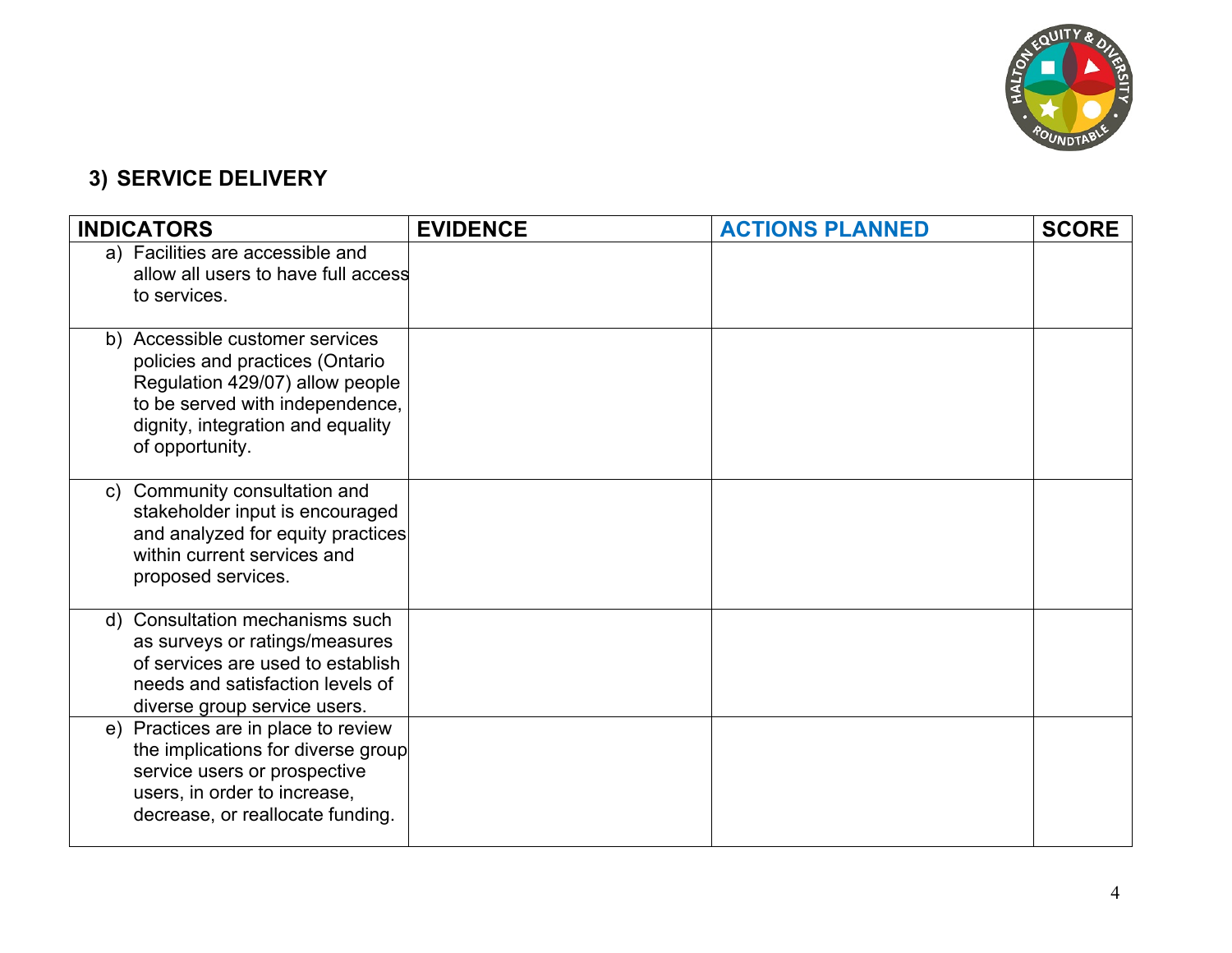## 3) SERVICE DELIVERY

| INDICATORS | EVIDENCE | ACTIONS PLANNED | SCORE |
|---|---|---|---|
| a) Facilities are accessible and allow all users to have full access to services. | | | |
| b) Accessible customer services policies and practices (Ontario Regulation 429/07) allow people to be served with independence, dignity, integration and equality of opportunity. | | | |
| c) Community consultation and stakeholder input is encouraged and analyzed for equity practices within current services and proposed services. | | | |
| d) Consultation mechanisms such as surveys or ratings/measures of services are used to establish needs and satisfaction levels of diverse group service users. | | | |
| e) Practices are in place to review the implications for diverse group service users or prospective users, in order to increase, decrease, or reallocate funding. | | | |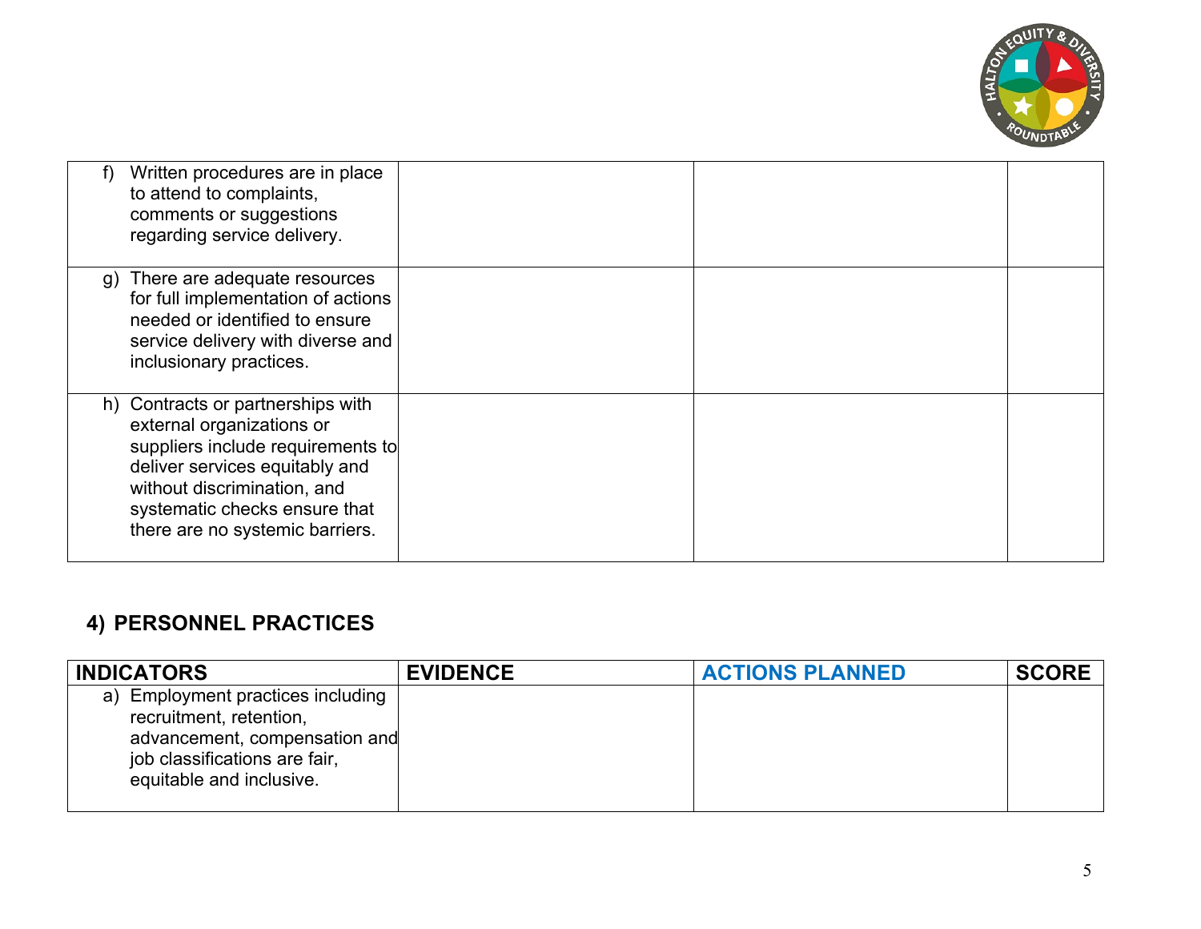| | | | |
|---|---|---|---|
| f) Written procedures are in place to attend to complaints, comments or suggestions regarding service delivery. | | | |
| g) There are adequate resources for full implementation of actions needed or identified to ensure service delivery with diverse and inclusionary practices. | | | |
| h) Contracts or partnerships with external organizations or suppliers include requirements to deliver services equitably and without discrimination, and systematic checks ensure that there are no systemic barriers. | | | |

## 4) PERSONNEL PRACTICES

| INDICATORS | EVIDENCE | ACTIONS PLANNED | SCORE |
|---|---|---|---|
| a) Employment practices including recruitment, retention, advancement, compensation and job classifications are fair, equitable and inclusive. | | | |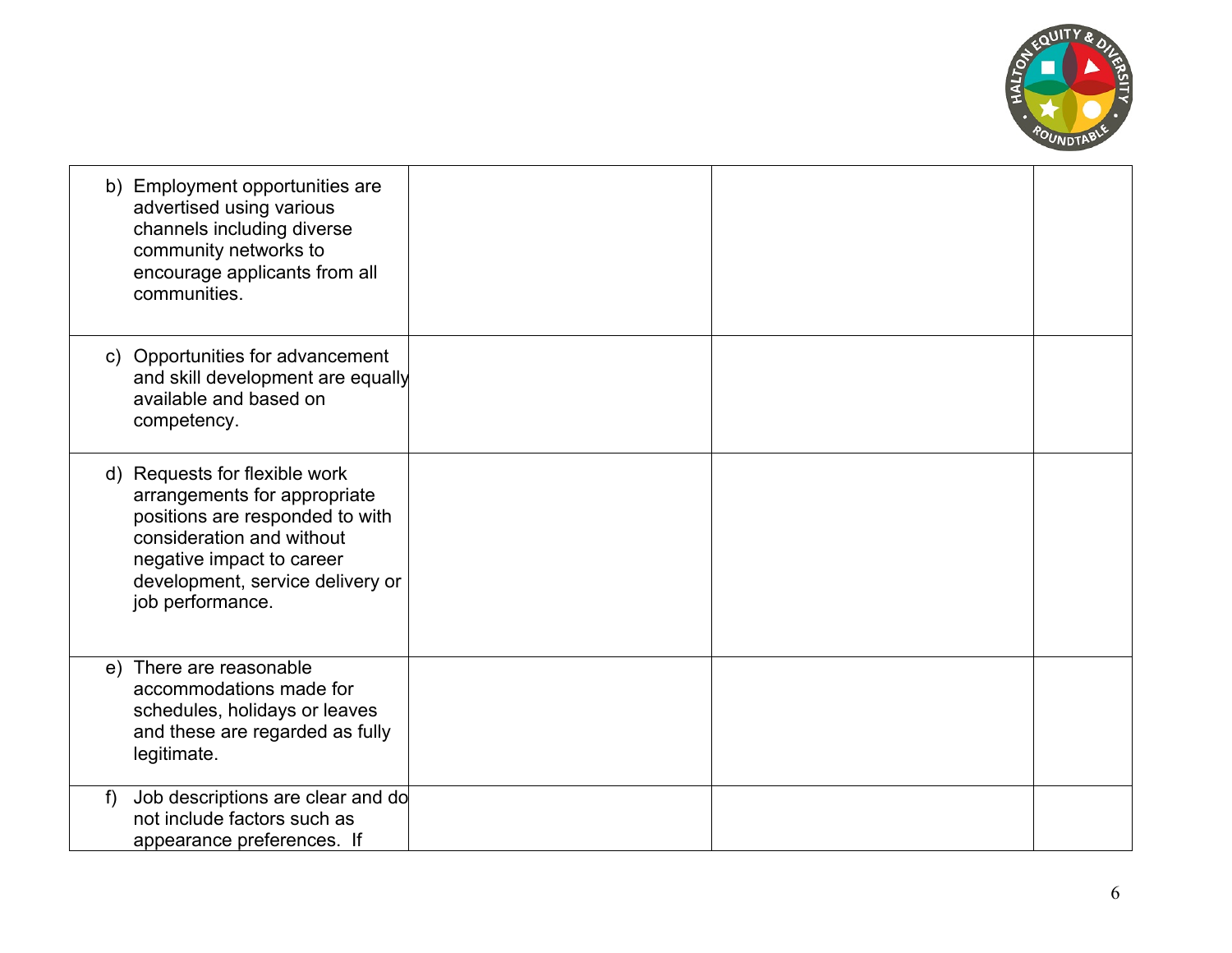| | | | |
|---|---|---|---|
| b) Employment opportunities are advertised using various channels including diverse community networks to encourage applicants from all communities. | | | |
| c) Opportunities for advancement and skill development are equally available and based on competency. | | | |
| d) Requests for flexible work arrangements for appropriate positions are responded to with consideration and without negative impact to career development, service delivery or job performance. | | | |
| e) There are reasonable accommodations made for schedules, holidays or leaves and these are regarded as fully legitimate. | | | |
| f) Job descriptions are clear and do not include factors such as appearance preferences. If | | | |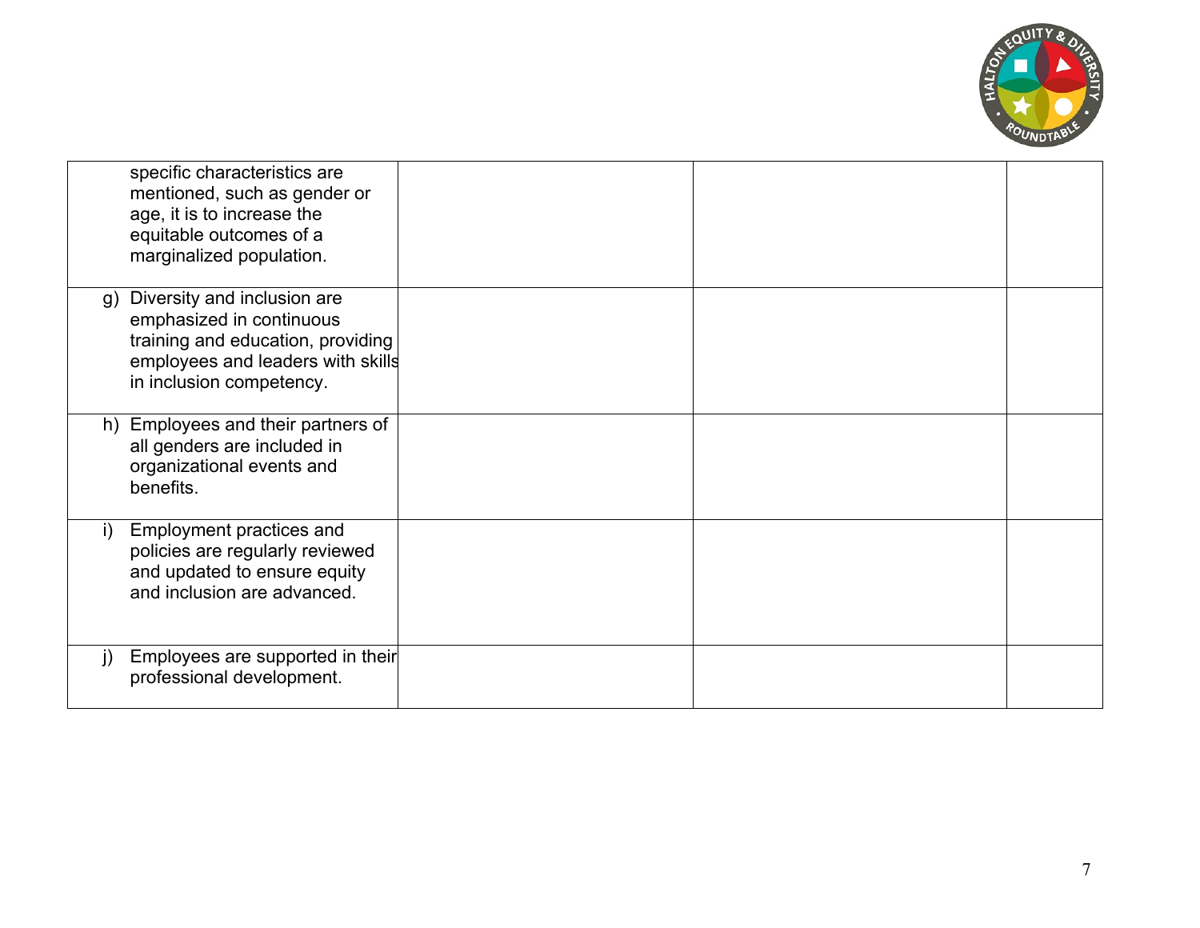| | | | |
|---|---|---|---|
| specific characteristics are mentioned, such as gender or age, it is to increase the equitable outcomes of a marginalized population. | | | |
| g) Diversity and inclusion are emphasized in continuous training and education, providing employees and leaders with skills in inclusion competency. | | | |
| h) Employees and their partners of all genders are included in organizational events and benefits. | | | |
| i) Employment practices and policies are regularly reviewed and updated to ensure equity and inclusion are advanced. | | | |
| j) Employees are supported in their professional development. | | | |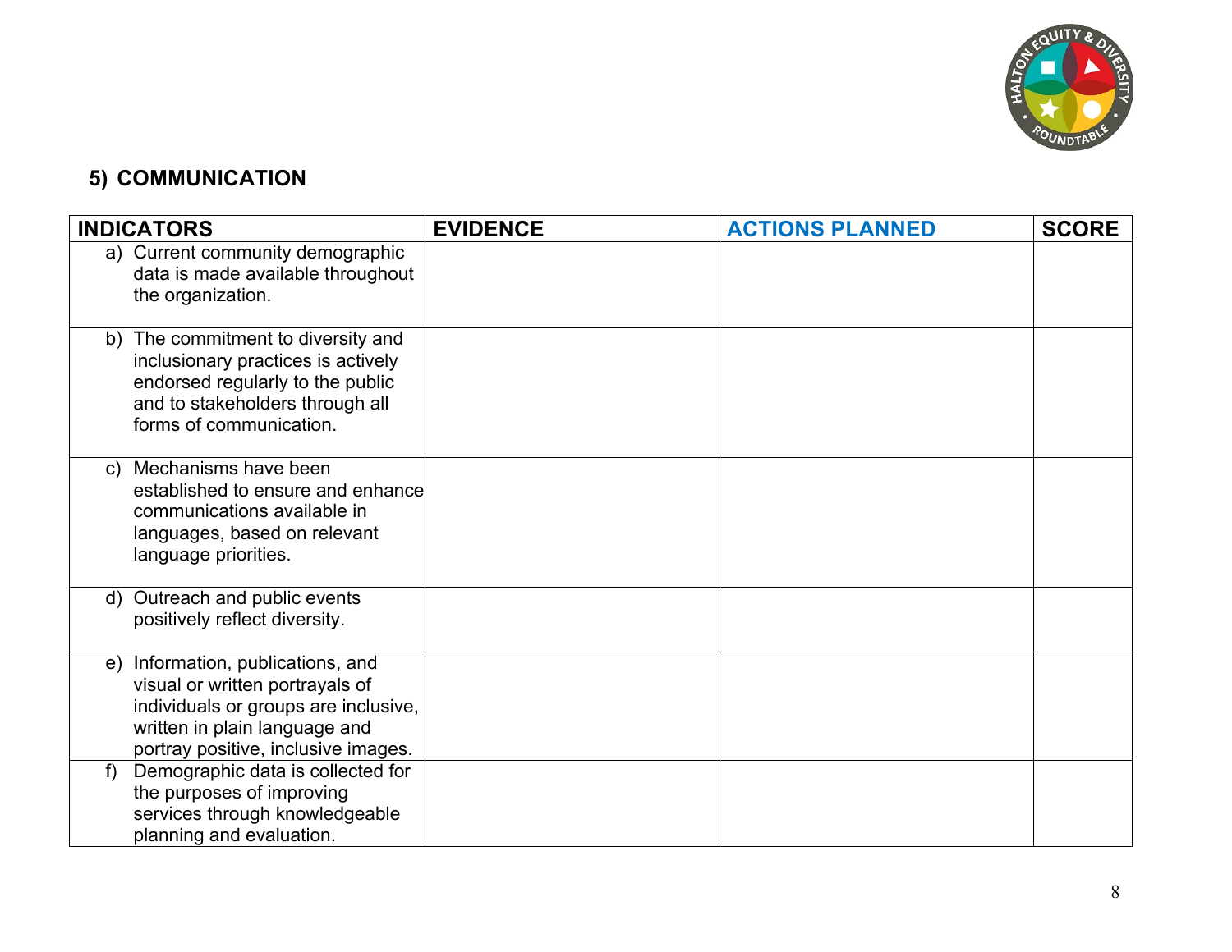## 5) COMMUNICATION

| INDICATORS | EVIDENCE | ACTIONS PLANNED | SCORE |
|---|---|---|---|
| a) Current community demographic data is made available throughout the organization. | | | |
| b) The commitment to diversity and inclusionary practices is actively endorsed regularly to the public and to stakeholders through all forms of communication. | | | |
| c) Mechanisms have been established to ensure and enhance communications available in languages, based on relevant language priorities. | | | |
| d) Outreach and public events positively reflect diversity. | | | |
| e) Information, publications, and visual or written portrayals of individuals or groups are inclusive, written in plain language and portray positive, inclusive images. | | | |
| f) Demographic data is collected for the purposes of improving services through knowledgeable planning and evaluation. | | | |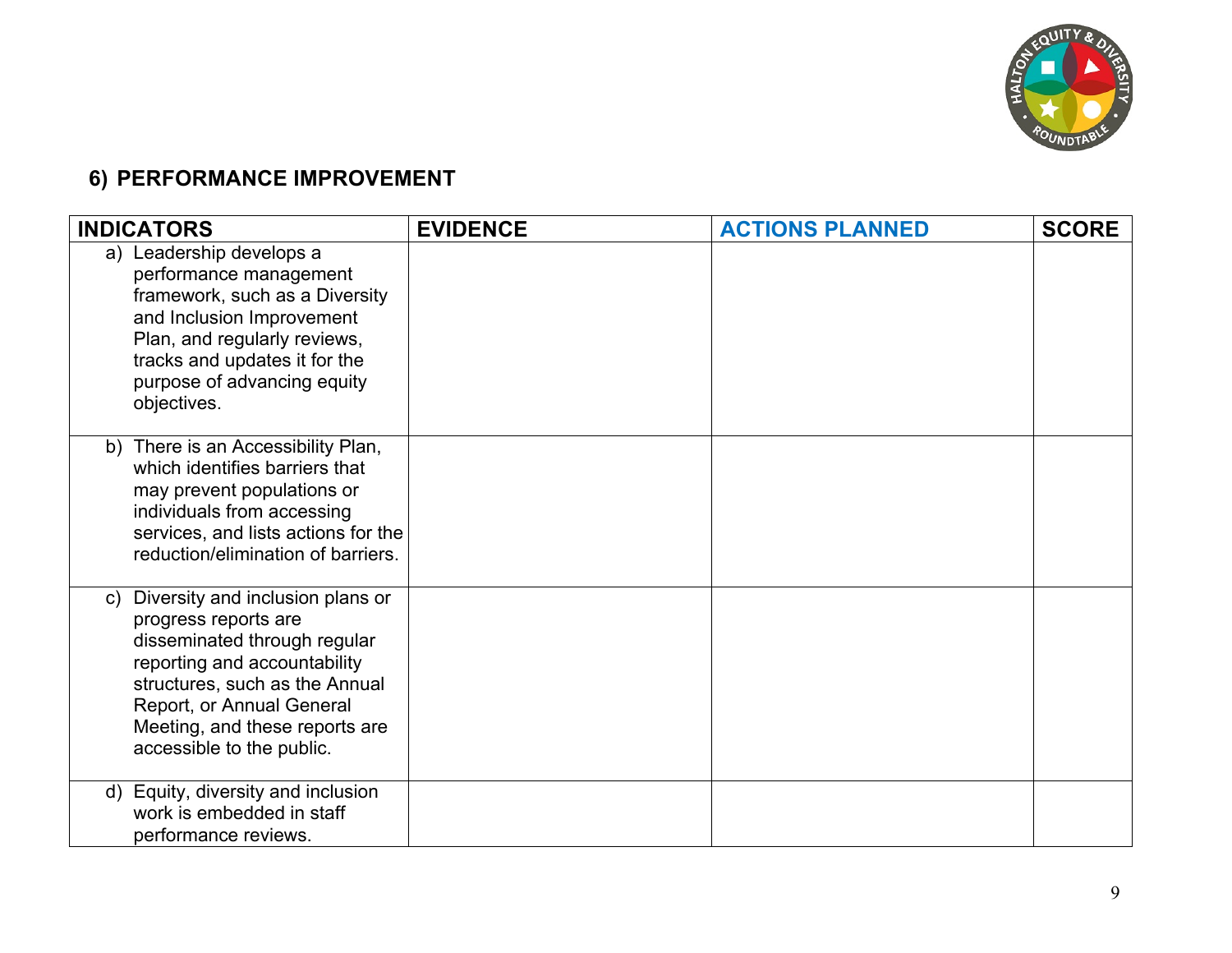## 6) PERFORMANCE IMPROVEMENT

| INDICATORS | EVIDENCE | ACTIONS PLANNED | SCORE |
|---|---|---|---|
| a) Leadership develops a performance management framework, such as a Diversity and Inclusion Improvement Plan, and regularly reviews, tracks and updates it for the purpose of advancing equity objectives. | | | |
| b) There is an Accessibility Plan, which identifies barriers that may prevent populations or individuals from accessing services, and lists actions for the reduction/elimination of barriers. | | | |
| c) Diversity and inclusion plans or progress reports are disseminated through regular reporting and accountability structures, such as the Annual Report, or Annual General Meeting, and these reports are accessible to the public. | | | |
| d) Equity, diversity and inclusion work is embedded in staff performance reviews. | | | |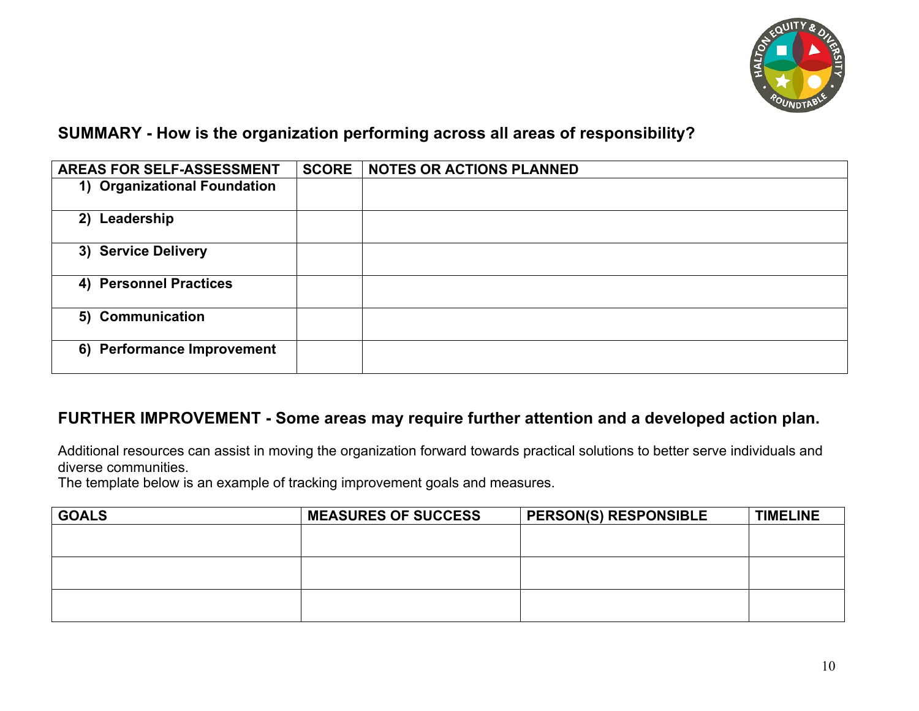## SUMMARY - How is the organization performing across all areas of responsibility?

| AREAS FOR SELF-ASSESSMENT | SCORE | NOTES OR ACTIONS PLANNED |
|---|---|---|
| 1) Organizational Foundation | | |
| 2) Leadership | | |
| 3) Service Delivery | | |
| 4) Personnel Practices | | |
| 5) Communication | | |
| 6) Performance Improvement | | |

## FURTHER IMPROVEMENT - Some areas may require further attention and a developed action plan.

Additional resources can assist in moving the organization forward towards practical solutions to better serve individuals and diverse communities.
The template below is an example of tracking improvement goals and measures.

| GOALS | MEASURES OF SUCCESS | PERSON(S) RESPONSIBLE | TIMELINE |
|---|---|---|---|
| | | | |
| | | | |
| | | | |